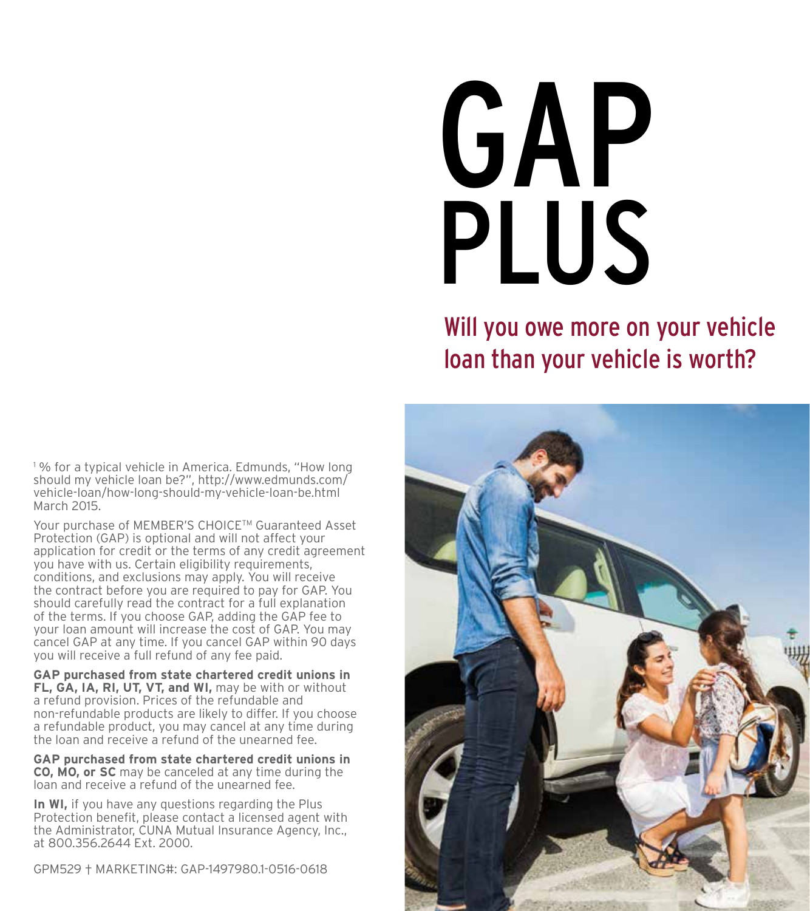# GAP PLUS

## Will you owe more on your vehicle loan than your vehicle is worth?

[1] % for a typical vehicle in America. Edmunds, "How long should my vehicle loan be?", http://www.edmunds.com/vehicle-loan/how-long-should-my-vehicle-loan-be.html March 2015.

Your purchase of MEMBER'S CHOICE™ Guaranteed Asset Protection (GAP) is optional and will not affect your application for credit or the terms of any credit agreement you have with us. Certain eligibility requirements, conditions, and exclusions may apply. You will receive the contract before you are required to pay for GAP. You should carefully read the contract for a full explanation of the terms. If you choose GAP, adding the GAP fee to your loan amount will increase the cost of GAP. You may cancel GAP at any time. If you cancel GAP within 90 days you will receive a full refund of any fee paid.

**GAP purchased from state chartered credit unions in FL, GA, IA, RI, UT, VT, and WI,** may be with or without a refund provision. Prices of the refundable and non-refundable products are likely to differ. If you choose a refundable product, you may cancel at any time during the loan and receive a refund of the unearned fee.

**GAP purchased from state chartered credit unions in CO, MO, or SC** may be canceled at any time during the loan and receive a refund of the unearned fee.

**In WI,** if you have any questions regarding the Plus Protection benefit, please contact a licensed agent with the Administrator, CUNA Mutual Insurance Agency, Inc., at 800.356.2644 Ext. 2000.

GPM529 † MARKETING#: GAP-1497980.1-0516-0618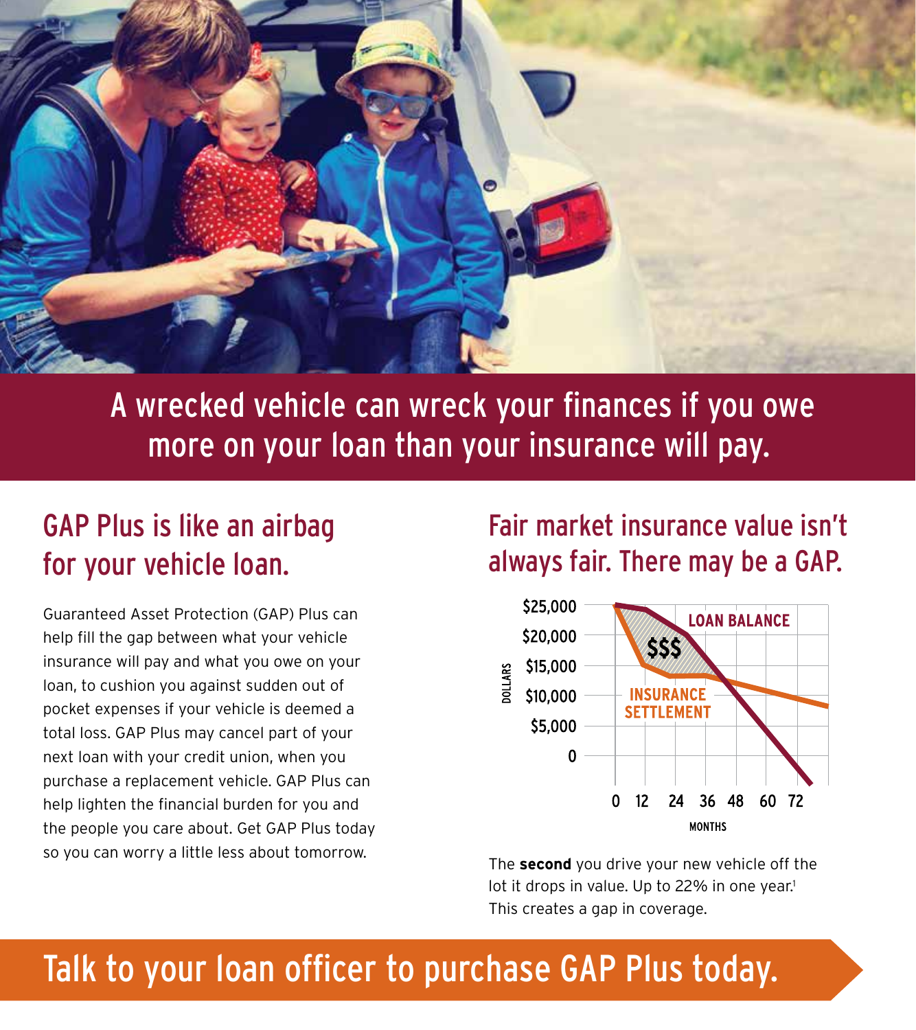## A wrecked vehicle can wreck your finances if you owe more on your loan than your insurance will pay.

### GAP Plus is like an airbag for your vehicle loan.

Guaranteed Asset Protection (GAP) Plus can help fill the gap between what your vehicle insurance will pay and what you owe on your loan, to cushion you against sudden out of pocket expenses if your vehicle is deemed a total loss. GAP Plus may cancel part of your next loan with your credit union, when you purchase a replacement vehicle. GAP Plus can help lighten the financial burden for you and the people you care about. Get GAP Plus today so you can worry a little less about tomorrow.

### Fair market insurance value isn't always fair. There may be a GAP.

$25,000
$20,000
$15,000
$10,000
$5,000
0

DOLLARS

LOAN BALANCE

$$$

INSURANCE SETTLEMENT

0 12 24 36 48 60 72

MONTHS

The **second** you drive your new vehicle off the lot it drops in value. Up to 22% in one year.[1] This creates a gap in coverage.

## Talk to your loan officer to purchase GAP Plus today.